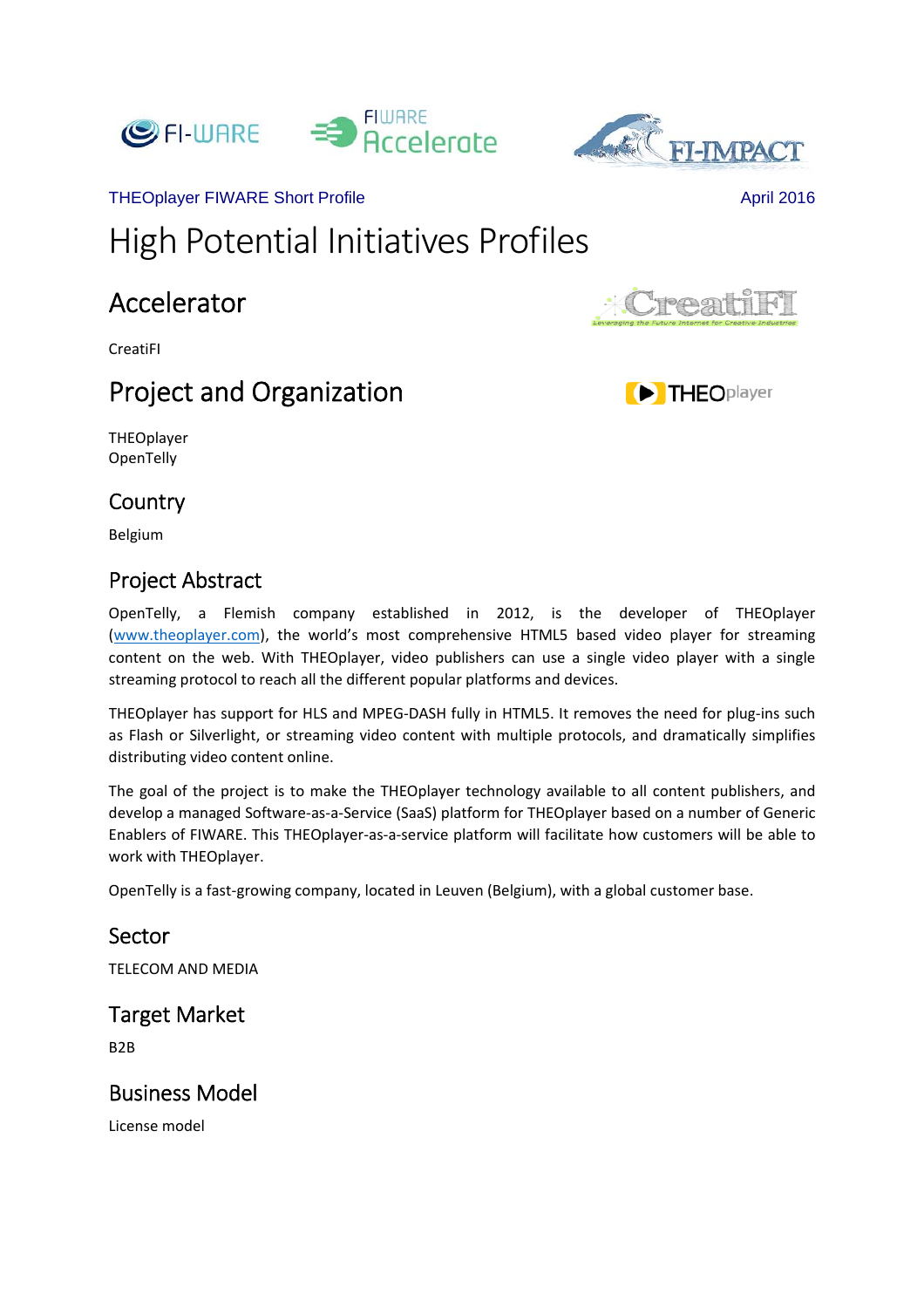THEOplayer FIWARE Short Profile April 2016

# High Potential Initiatives Profiles

## Accelerator

CreatiFI

## Project and Organization

THEOplayer
OpenTelly

### Country

Belgium

### Project Abstract

OpenTelly, a Flemish company established in 2012, is the developer of THEOplayer (www.theoplayer.com), the world's most comprehensive HTML5 based video player for streaming content on the web. With THEOplayer, video publishers can use a single video player with a single streaming protocol to reach all the different popular platforms and devices.

THEOplayer has support for HLS and MPEG-DASH fully in HTML5. It removes the need for plug-ins such as Flash or Silverlight, or streaming video content with multiple protocols, and dramatically simplifies distributing video content online.

The goal of the project is to make the THEOplayer technology available to all content publishers, and develop a managed Software-as-a-Service (SaaS) platform for THEOplayer based on a number of Generic Enablers of FIWARE. This THEOplayer-as-a-service platform will facilitate how customers will be able to work with THEOplayer.

OpenTelly is a fast-growing company, located in Leuven (Belgium), with a global customer base.

### Sector

TELECOM AND MEDIA

### Target Market

B2B

### Business Model

License model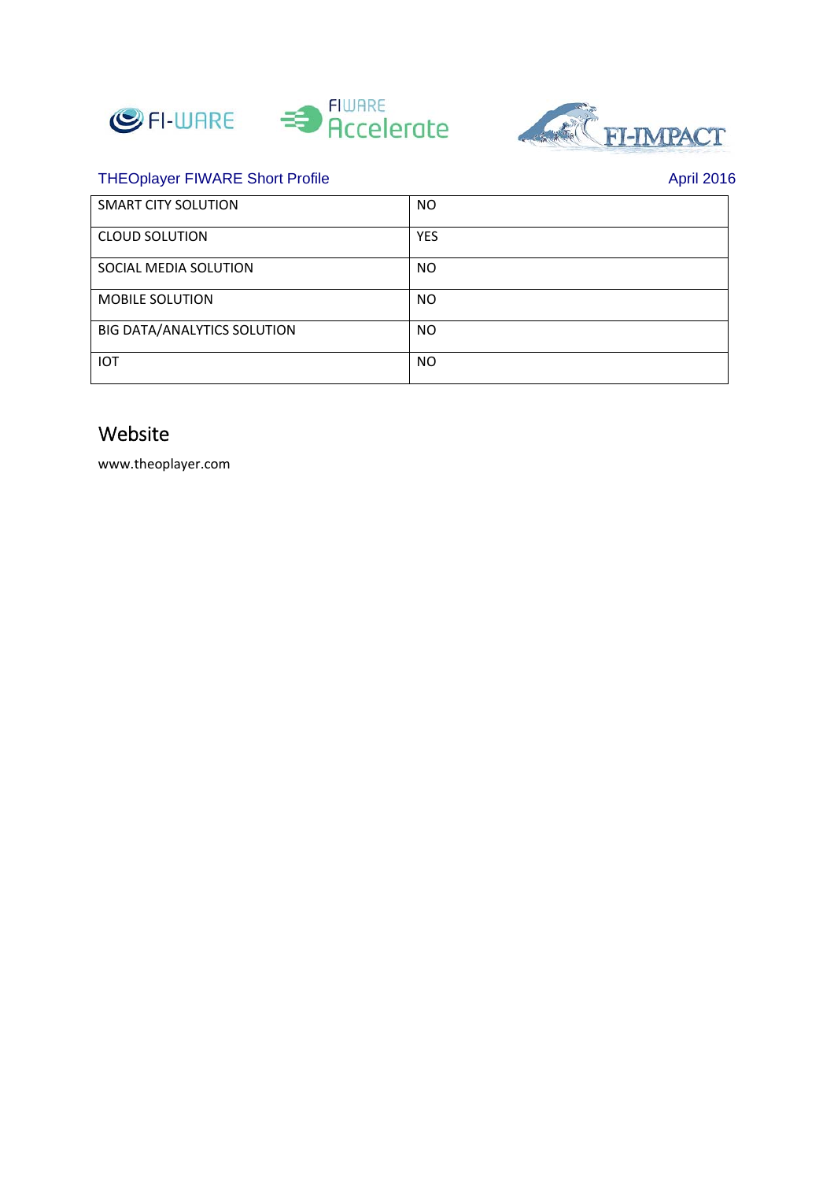| | |
|---|---|
| SMART CITY SOLUTION | NO |
| CLOUD SOLUTION | YES |
| SOCIAL MEDIA SOLUTION | NO |
| MOBILE SOLUTION | NO |
| BIG DATA/ANALYTICS SOLUTION | NO |
| IOT | NO |

## Website

www.theoplayer.com